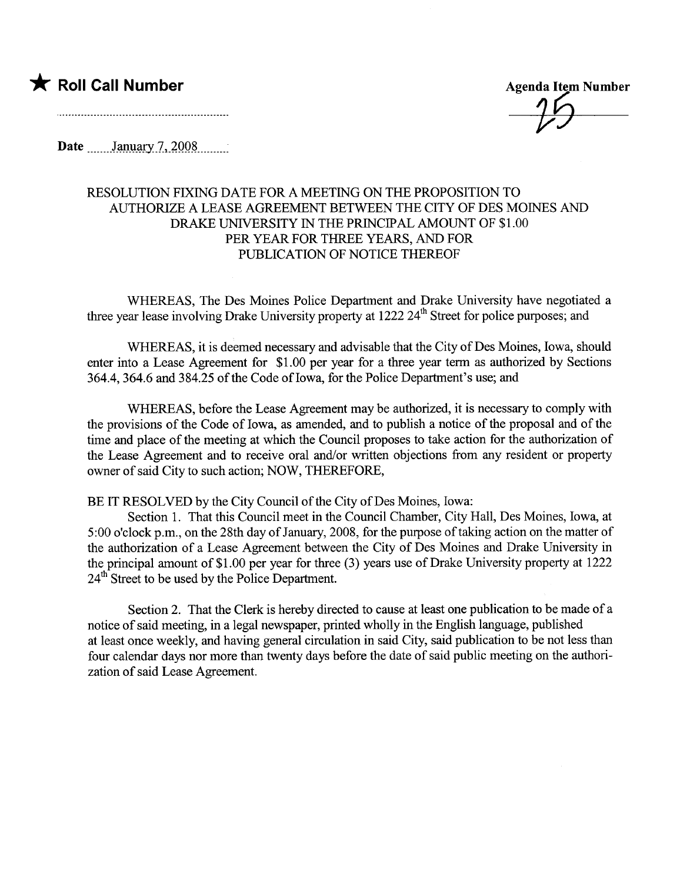★ **Roll Call Number**

..............................................................

**Agenda Item Number**

25

**Date** January 7, 2008

### RESOLUTION FIXING DATE FOR A MEETING ON THE PROPOSITION TO AUTHORIZE A LEASE AGREEMENT BETWEEN THE CITY OF DES MOINES AND DRAKE UNIVERSITY IN THE PRINCIPAL AMOUNT OF $1.00 PER YEAR FOR THREE YEARS, AND FOR PUBLICATION OF NOTICE THEREOF

WHEREAS, The Des Moines Police Department and Drake University have negotiated a three year lease involving Drake University property at 1222 24th Street for police purposes; and

WHEREAS, it is deemed necessary and advisable that the City of Des Moines, Iowa, should enter into a Lease Agreement for $1.00 per year for a three year term as authorized by Sections 364.4, 364.6 and 384.25 of the Code of Iowa, for the Police Department's use; and

WHEREAS, before the Lease Agreement may be authorized, it is necessary to comply with the provisions of the Code of Iowa, as amended, and to publish a notice of the proposal and of the time and place of the meeting at which the Council proposes to take action for the authorization of the Lease Agreement and to receive oral and/or written objections from any resident or property owner of said City to such action; NOW, THEREFORE,

BE IT RESOLVED by the City Council of the City of Des Moines, Iowa:

Section 1. That this Council meet in the Council Chamber, City Hall, Des Moines, Iowa, at 5:00 o'clock p.m., on the 28th day of January, 2008, for the purpose of taking action on the matter of the authorization of a Lease Agreement between the City of Des Moines and Drake University in the principal amount of $1.00 per year for three (3) years use of Drake University property at 1222 24th Street to be used by the Police Department.

Section 2. That the Clerk is hereby directed to cause at least one publication to be made of a notice of said meeting, in a legal newspaper, printed wholly in the English language, published at least once weekly, and having general circulation in said City, said publication to be not less than four calendar days nor more than twenty days before the date of said public meeting on the authorization of said Lease Agreement.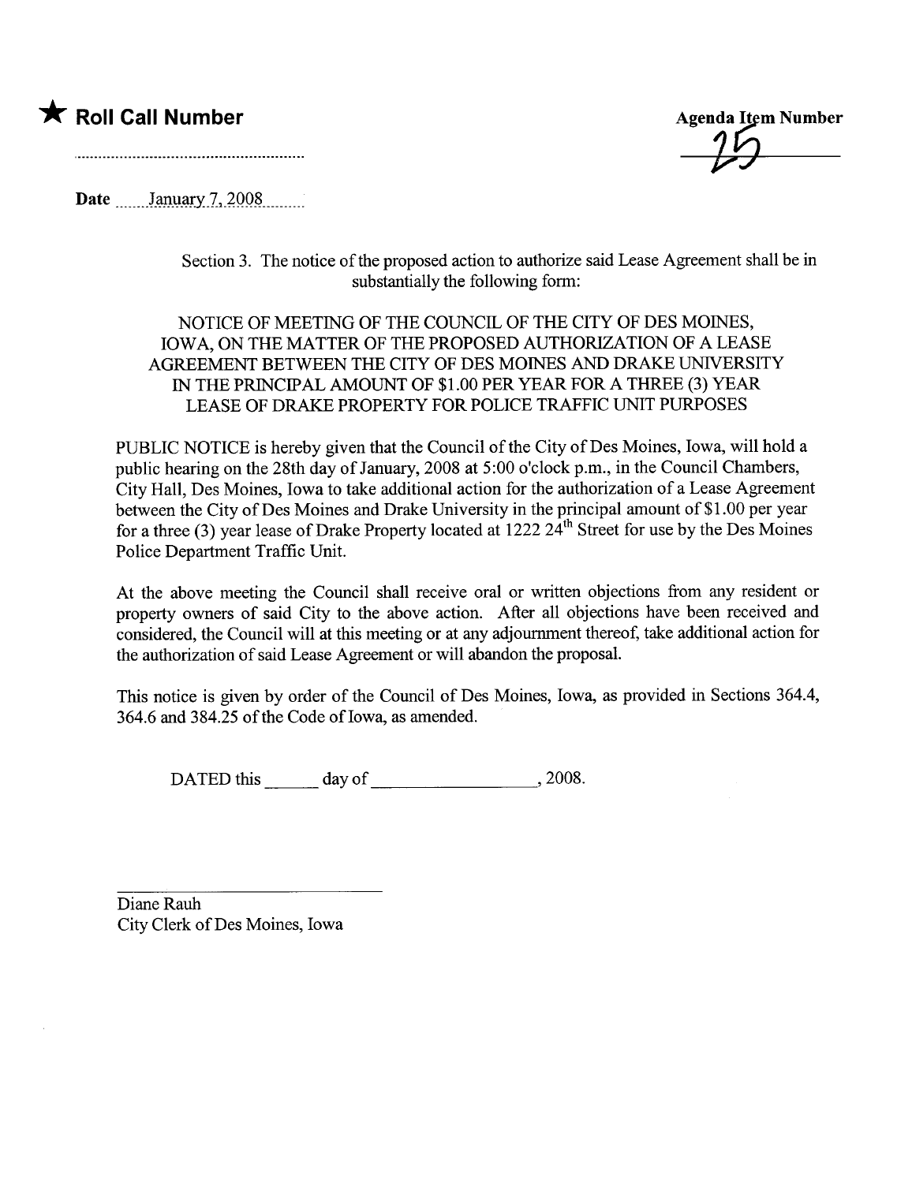★ **Roll Call Number**

.........................................................

**Agenda Item Number**

25

**Date** January 7, 2008

Section 3. The notice of the proposed action to authorize said Lease Agreement shall be in substantially the following form:

NOTICE OF MEETING OF THE COUNCIL OF THE CITY OF DES MOINES, IOWA, ON THE MATTER OF THE PROPOSED AUTHORIZATION OF A LEASE AGREEMENT BETWEEN THE CITY OF DES MOINES AND DRAKE UNIVERSITY IN THE PRINCIPAL AMOUNT OF $1.00 PER YEAR FOR A THREE (3) YEAR LEASE OF DRAKE PROPERTY FOR POLICE TRAFFIC UNIT PURPOSES

PUBLIC NOTICE is hereby given that the Council of the City of Des Moines, Iowa, will hold a public hearing on the 28th day of January, 2008 at 5:00 o'clock p.m., in the Council Chambers, City Hall, Des Moines, Iowa to take additional action for the authorization of a Lease Agreement between the City of Des Moines and Drake University in the principal amount of $1.00 per year for a three (3) year lease of Drake Property located at 1222 24th Street for use by the Des Moines Police Department Traffic Unit.

At the above meeting the Council shall receive oral or written objections from any resident or property owners of said City to the above action. After all objections have been received and considered, the Council will at this meeting or at any adjournment thereof, take additional action for the authorization of said Lease Agreement or will abandon the proposal.

This notice is given by order of the Council of Des Moines, Iowa, as provided in Sections 364.4, 364.6 and 384.25 of the Code of Iowa, as amended.

DATED this ______ day of ________________, 2008.

______________________________

Diane Rauh
City Clerk of Des Moines, Iowa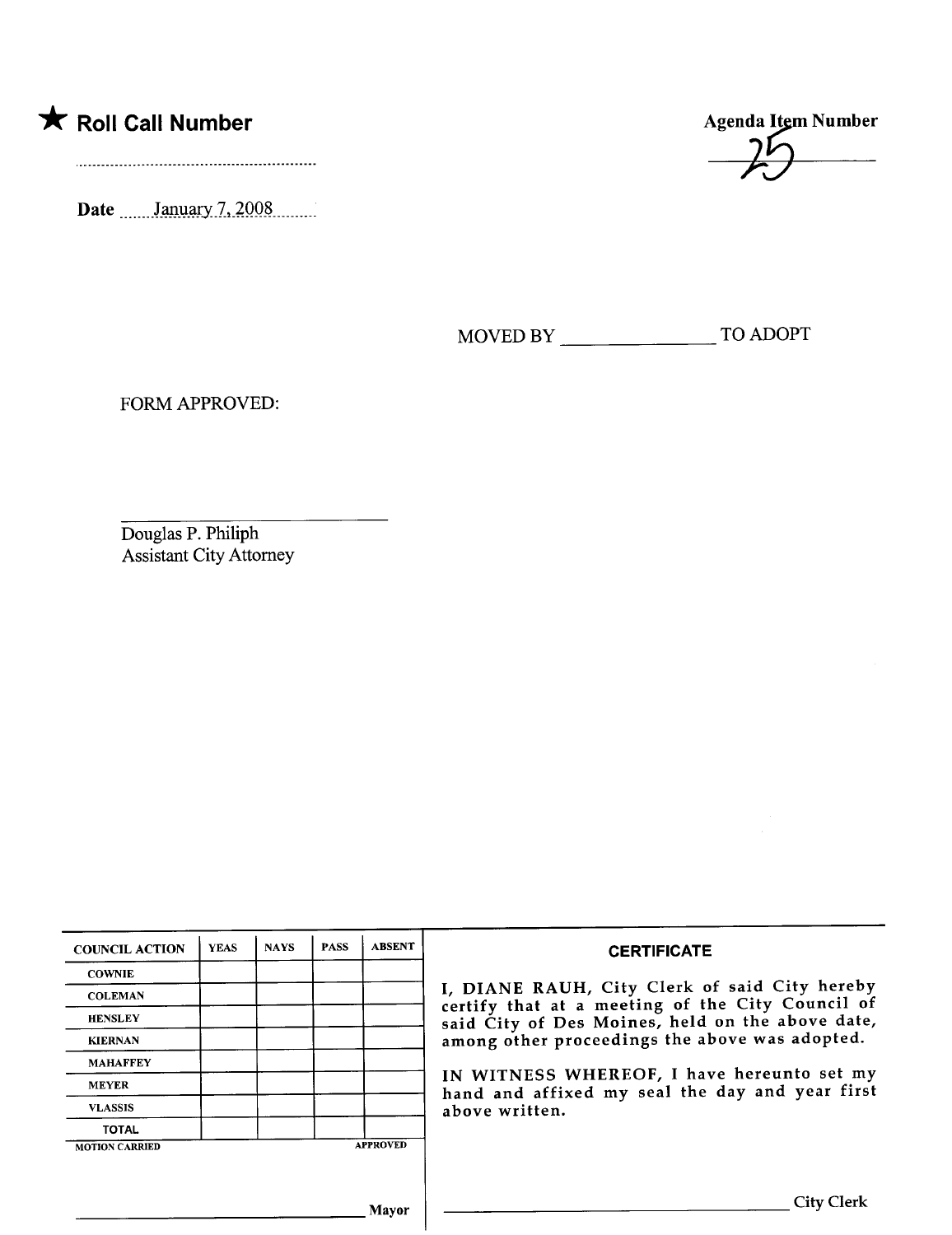★ **Roll Call Number**

..........................................................

Date ......January 7, 2008........

Agenda Item Number

25

MOVED BY _______________ TO ADOPT

FORM APPROVED:

_________________________

Douglas P. Philiph
Assistant City Attorney

| COUNCIL ACTION | YEAS | NAYS | PASS | ABSENT |
|---|---|---|---|---|
| COWNIE | | | | |
| COLEMAN | | | | |
| HENSLEY | | | | |
| KIERNAN | | | | |
| MAHAFFEY | | | | |
| MEYER | | | | |
| VLASSIS | | | | |
| TOTAL | | | | |

MOTION CARRIED APPROVED

_____________________________ Mayor

**CERTIFICATE**

I, DIANE RAUH, City Clerk of said City hereby certify that at a meeting of the City Council of said City of Des Moines, held on the above date, among other proceedings the above was adopted.

IN WITNESS WHEREOF, I have hereunto set my hand and affixed my seal the day and year first above written.

_____________________________ City Clerk